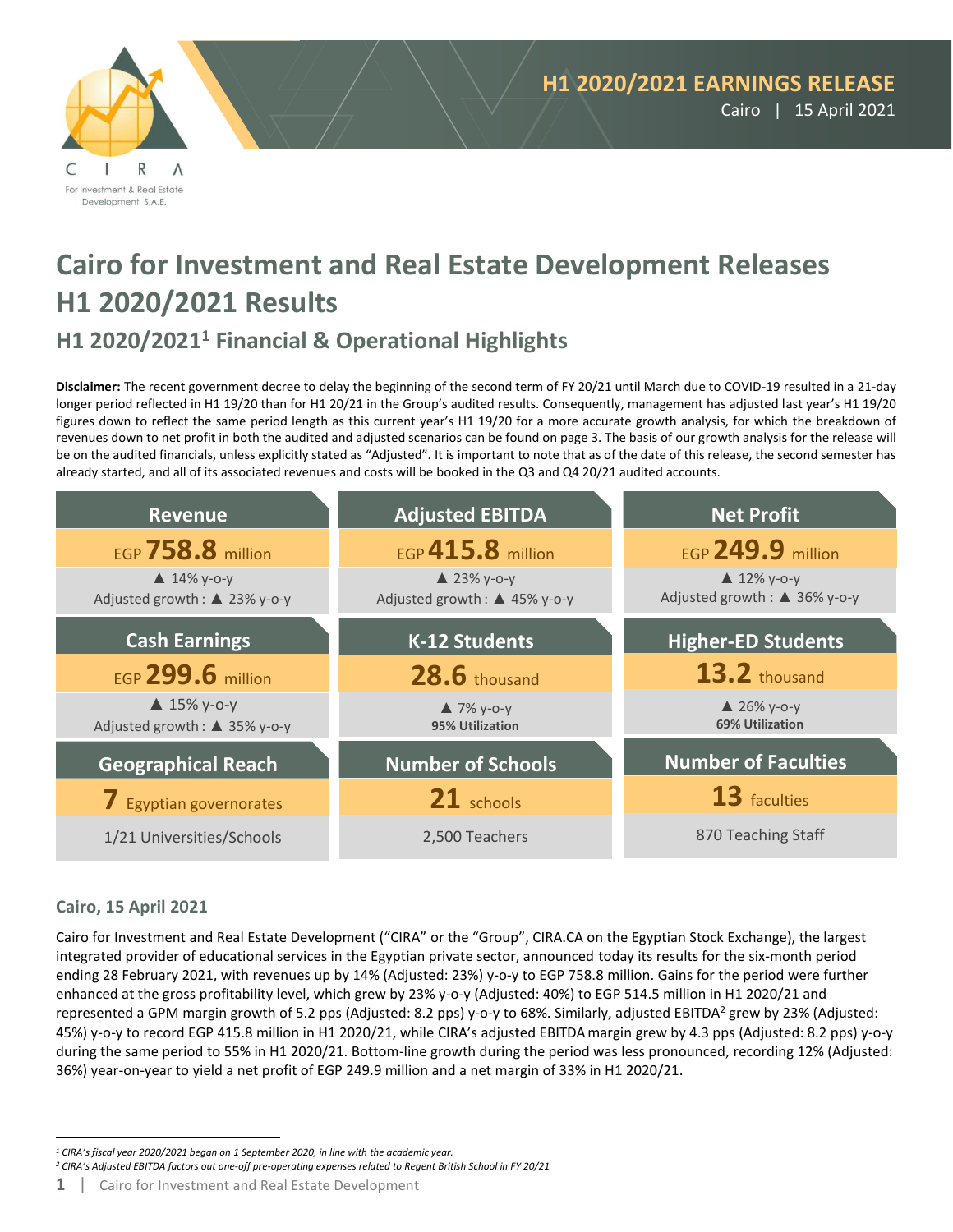**H1 2020/2021 EARNINGS RELEASE**
Cairo | 15 April 2021

# Cairo for Investment and Real Estate Development Releases H1 2020/2021 Results

## H1 2020/2021[1] Financial & Operational Highlights

**Disclaimer:** The recent government decree to delay the beginning of the second term of FY 20/21 until March due to COVID-19 resulted in a 21-day longer period reflected in H1 19/20 than for H1 20/21 in the Group's audited results. Consequently, management has adjusted last year's H1 19/20 figures down to reflect the same period length as this current year's H1 19/20 for a more accurate growth analysis, for which the breakdown of revenues down to net profit in both the audited and adjusted scenarios can be found on page 3. The basis of our growth analysis for the release will be on the audited financials, unless explicitly stated as "Adjusted". It is important to note that as of the date of this release, the second semester has already started, and all of its associated revenues and costs will be booked in the Q3 and Q4 20/21 audited accounts.

| Revenue | Adjusted EBITDA | Net Profit |
|---|---|---|
| EGP **758.8** million | EGP **415.8** million | EGP **249.9** million |
| ▲ 14% y-o-y<br>Adjusted growth : ▲ 23% y-o-y | ▲ 23% y-o-y<br>Adjusted growth : ▲ 45% y-o-y | ▲ 12% y-o-y<br>Adjusted growth : ▲ 36% y-o-y |
| **Cash Earnings** | **K-12 Students** | **Higher-ED Students** |
| EGP **299.6** million | **28.6** thousand | **13.2** thousand |
| ▲ 15% y-o-y<br>Adjusted growth : ▲ 35% y-o-y | ▲ 7% y-o-y<br>**95% Utilization** | ▲ 26% y-o-y<br>**69% Utilization** |
| **Geographical Reach** | **Number of Schools** | **Number of Faculties** |
| **7** Egyptian governorates | **21** schools | **13** faculties |
| 1/21 Universities/Schools | 2,500 Teachers | 870 Teaching Staff |

### Cairo, 15 April 2021

Cairo for Investment and Real Estate Development ("CIRA" or the "Group", CIRA.CA on the Egyptian Stock Exchange), the largest integrated provider of educational services in the Egyptian private sector, announced today its results for the six-month period ending 28 February 2021, with revenues up by 14% (Adjusted: 23%) y-o-y to EGP 758.8 million. Gains for the period were further enhanced at the gross profitability level, which grew by 23% y-o-y (Adjusted: 40%) to EGP 514.5 million in H1 2020/21 and represented a GPM margin growth of 5.2 pps (Adjusted: 8.2 pps) y-o-y to 68%. Similarly, adjusted EBITDA[2] grew by 23% (Adjusted: 45%) y-o-y to record EGP 415.8 million in H1 2020/21, while CIRA's adjusted EBITDA margin grew by 4.3 pps (Adjusted: 8.2 pps) y-o-y during the same period to 55% in H1 2020/21. Bottom-line growth during the period was less pronounced, recording 12% (Adjusted: 36%) year-on-year to yield a net profit of EGP 249.9 million and a net margin of 33% in H1 2020/21.

---

*[1] CIRA's fiscal year 2020/2021 began on 1 September 2020, in line with the academic year.*
*[2] CIRA's Adjusted EBITDA factors out one-off pre-operating expenses related to Regent British School in FY 20/21*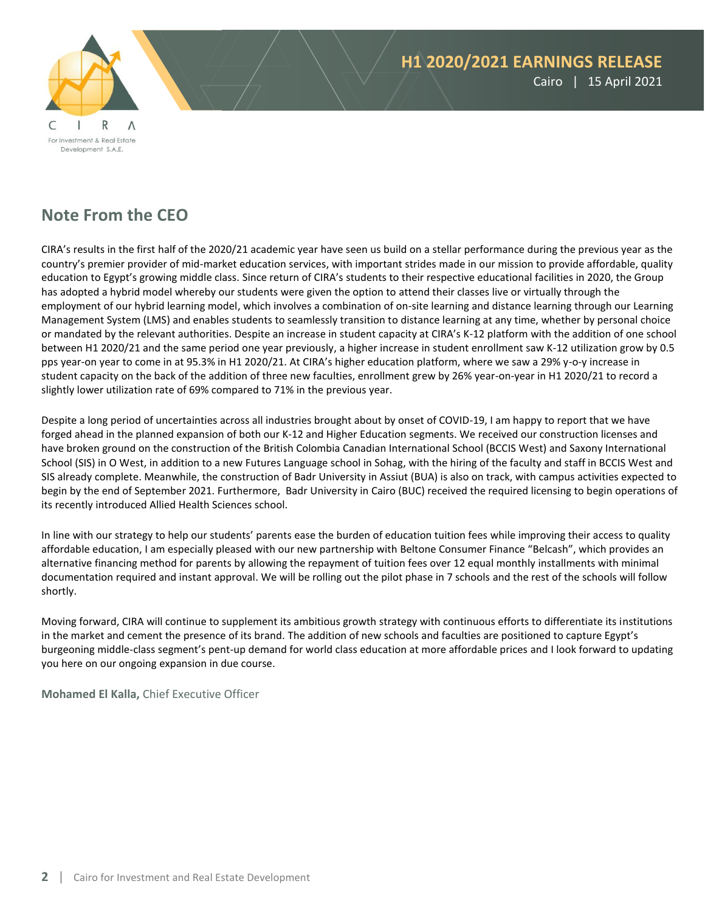## Note From the CEO

CIRA's results in the first half of the 2020/21 academic year have seen us build on a stellar performance during the previous year as the country's premier provider of mid-market education services, with important strides made in our mission to provide affordable, quality education to Egypt's growing middle class. Since return of CIRA's students to their respective educational facilities in 2020, the Group has adopted a hybrid model whereby our students were given the option to attend their classes live or virtually through the employment of our hybrid learning model, which involves a combination of on-site learning and distance learning through our Learning Management System (LMS) and enables students to seamlessly transition to distance learning at any time, whether by personal choice or mandated by the relevant authorities. Despite an increase in student capacity at CIRA's K-12 platform with the addition of one school between H1 2020/21 and the same period one year previously, a higher increase in student enrollment saw K-12 utilization grow by 0.5 pps year-on year to come in at 95.3% in H1 2020/21. At CIRA's higher education platform, where we saw a 29% y-o-y increase in student capacity on the back of the addition of three new faculties, enrollment grew by 26% year-on-year in H1 2020/21 to record a slightly lower utilization rate of 69% compared to 71% in the previous year.

Despite a long period of uncertainties across all industries brought about by onset of COVID-19, I am happy to report that we have forged ahead in the planned expansion of both our K-12 and Higher Education segments. We received our construction licenses and have broken ground on the construction of the British Colombia Canadian International School (BCCIS West) and Saxony International School (SIS) in O West, in addition to a new Futures Language school in Sohag, with the hiring of the faculty and staff in BCCIS West and SIS already complete. Meanwhile, the construction of Badr University in Assiut (BUA) is also on track, with campus activities expected to begin by the end of September 2021. Furthermore, Badr University in Cairo (BUC) received the required licensing to begin operations of its recently introduced Allied Health Sciences school.

In line with our strategy to help our students' parents ease the burden of education tuition fees while improving their access to quality affordable education, I am especially pleased with our new partnership with Beltone Consumer Finance "Belcash", which provides an alternative financing method for parents by allowing the repayment of tuition fees over 12 equal monthly installments with minimal documentation required and instant approval. We will be rolling out the pilot phase in 7 schools and the rest of the schools will follow shortly.

Moving forward, CIRA will continue to supplement its ambitious growth strategy with continuous efforts to differentiate its institutions in the market and cement the presence of its brand. The addition of new schools and faculties are positioned to capture Egypt's burgeoning middle-class segment's pent-up demand for world class education at more affordable prices and I look forward to updating you here on our ongoing expansion in due course.

**Mohamed El Kalla,** Chief Executive Officer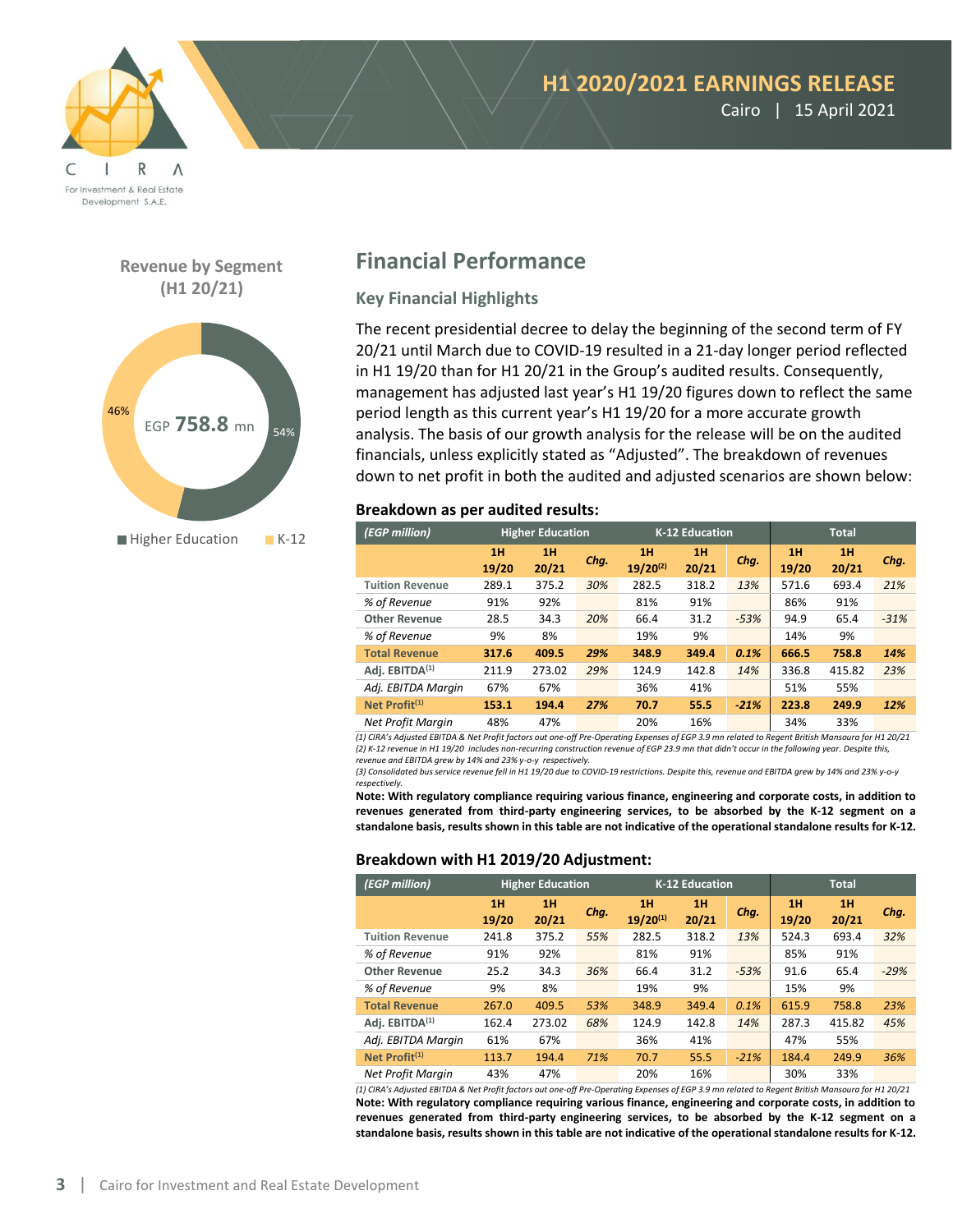# H1 2020/2021 EARNINGS RELEASE

Cairo | 15 April 2021

**Revenue by Segment (H1 20/21)**

EGP **758.8** mn

- Higher Education: 54%
- K-12: 46%

## Financial Performance

### Key Financial Highlights

The recent presidential decree to delay the beginning of the second term of FY 20/21 until March due to COVID-19 resulted in a 21-day longer period reflected in H1 19/20 than for H1 20/21 in the Group's audited results. Consequently, management has adjusted last year's H1 19/20 figures down to reflect the same period length as this current year's H1 19/20 for a more accurate growth analysis. The basis of our growth analysis for the release will be on the audited financials, unless explicitly stated as "Adjusted". The breakdown of revenues down to net profit in both the audited and adjusted scenarios are shown below:

**Breakdown as per audited results:**

| *(EGP million)* | Higher Education | | | K-12 Education | | | Total | | |
|---|---|---|---|---|---|---|---|---|---|
| | 1H 19/20 | 1H 20/21 | Chg. | 1H 19/20[2] | 1H 20/21 | Chg. | 1H 19/20 | 1H 20/21 | Chg. |
| **Tuition Revenue** | 289.1 | 375.2 | *30%* | 282.5 | 318.2 | *13%* | 571.6 | 693.4 | *21%* |
| *% of Revenue* | 91% | 92% | | 81% | 91% | | 86% | 91% | |
| **Other Revenue** | 28.5 | 34.3 | *20%* | 66.4 | 31.2 | *-53%* | 94.9 | 65.4 | *-31%* |
| *% of Revenue* | 9% | 8% | | 19% | 9% | | 14% | 9% | |
| **Total Revenue** | **317.6** | **409.5** | ***29%*** | **348.9** | **349.4** | ***0.1%*** | **666.5** | **758.8** | ***14%*** |
| **Adj. EBITDA[1]** | 211.9 | 273.02 | *29%* | 124.9 | 142.8 | *14%* | 336.8 | 415.82 | *23%* |
| *Adj. EBITDA Margin* | 67% | 67% | | 36% | 41% | | 51% | 55% | |
| **Net Profit[1]** | **153.1** | **194.4** | ***27%*** | **70.7** | **55.5** | ***-21%*** | **223.8** | **249.9** | ***12%*** |
| *Net Profit Margin* | 48% | 47% | | 20% | 16% | | 34% | 33% | |

*(1) CIRA's Adjusted EBITDA & Net Profit factors out one-off Pre-Operating Expenses of EGP 3.9 mn related to Regent British Mansoura for H1 20/21*
*(2) K-12 revenue in H1 19/20 includes non-recurring construction revenue of EGP 23.9 mn that didn't occur in the following year. Despite this, revenue and EBITDA grew by 14% and 23% y-o-y respectively.*
*(3) Consolidated bus service revenue fell in H1 19/20 due to COVID-19 restrictions. Despite this, revenue and EBITDA grew by 14% and 23% y-o-y respectively.*

**Note: With regulatory compliance requiring various finance, engineering and corporate costs, in addition to revenues generated from third-party engineering services, to be absorbed by the K-12 segment on a standalone basis, results shown in this table are not indicative of the operational standalone results for K-12.**

**Breakdown with H1 2019/20 Adjustment:**

| *(EGP million)* | Higher Education | | | K-12 Education | | | Total | | |
|---|---|---|---|---|---|---|---|---|---|
| | 1H 19/20 | 1H 20/21 | Chg. | 1H 19/20[1] | 1H 20/21 | Chg. | 1H 19/20 | 1H 20/21 | Chg. |
| **Tuition Revenue** | 241.8 | 375.2 | *55%* | 282.5 | 318.2 | *13%* | 524.3 | 693.4 | *32%* |
| *% of Revenue* | 91% | 92% | | 81% | 91% | | 85% | 91% | |
| **Other Revenue** | 25.2 | 34.3 | *36%* | 66.4 | 31.2 | *-53%* | 91.6 | 65.4 | *-29%* |
| *% of Revenue* | 9% | 8% | | 19% | 9% | | 15% | 9% | |
| **Total Revenue** | 267.0 | 409.5 | *53%* | 348.9 | 349.4 | *0.1%* | 615.9 | 758.8 | *23%* |
| **Adj. EBITDA[1]** | 162.4 | 273.02 | *68%* | 124.9 | 142.8 | *14%* | 287.3 | 415.82 | *45%* |
| *Adj. EBITDA Margin* | 61% | 67% | | 36% | 41% | | 47% | 55% | |
| **Net Profit[1]** | 113.7 | 194.4 | *71%* | 70.7 | 55.5 | *-21%* | 184.4 | 249.9 | *36%* |
| *Net Profit Margin* | 43% | 47% | | 20% | 16% | | 30% | 33% | |

*(1) CIRA's Adjusted EBITDA & Net Profit factors out one-off Pre-Operating Expenses of EGP 3.9 mn related to Regent British Mansoura for H1 20/21*

**Note: With regulatory compliance requiring various finance, engineering and corporate costs, in addition to revenues generated from third-party engineering services, to be absorbed by the K-12 segment on a standalone basis, results shown in this table are not indicative of the operational standalone results for K-12.**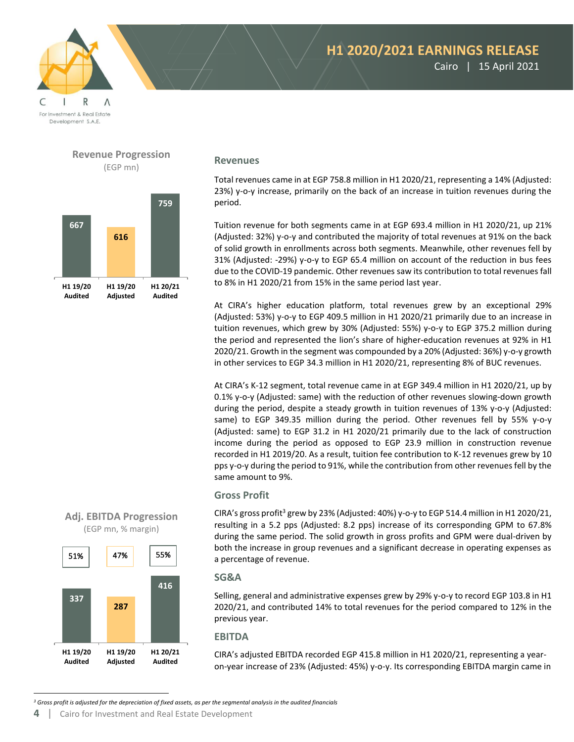### Revenue Progression

(EGP mn)

| | H1 19/20 Audited | H1 19/20 Adjusted | H1 20/21 Audited |
|---|---|---|---|
| Revenue | 667 | 616 | 759 |

### Adj. EBITDA Progression

(EGP mn, % margin)

| | H1 19/20 Audited | H1 19/20 Adjusted | H1 20/21 Audited |
|---|---|---|---|
| Margin | 51% | 47% | 55% |
| Adj. EBITDA | 337 | 287 | 416 |

## Revenues

Total revenues came in at EGP 758.8 million in H1 2020/21, representing a 14% (Adjusted: 23%) y-o-y increase, primarily on the back of an increase in tuition revenues during the period.

Tuition revenue for both segments came in at EGP 693.4 million in H1 2020/21, up 21% (Adjusted: 32%) y-o-y and contributed the majority of total revenues at 91% on the back of solid growth in enrollments across both segments. Meanwhile, other revenues fell by 31% (Adjusted: -29%) y-o-y to EGP 65.4 million on account of the reduction in bus fees due to the COVID-19 pandemic. Other revenues saw its contribution to total revenues fall to 8% in H1 2020/21 from 15% in the same period last year.

At CIRA's higher education platform, total revenues grew by an exceptional 29% (Adjusted: 53%) y-o-y to EGP 409.5 million in H1 2020/21 primarily due to an increase in tuition revenues, which grew by 30% (Adjusted: 55%) y-o-y to EGP 375.2 million during the period and represented the lion's share of higher-education revenues at 92% in H1 2020/21. Growth in the segment was compounded by a 20% (Adjusted: 36%) y-o-y growth in other services to EGP 34.3 million in H1 2020/21, representing 8% of BUC revenues.

At CIRA's K-12 segment, total revenue came in at EGP 349.4 million in H1 2020/21, up by 0.1% y-o-y (Adjusted: same) with the reduction of other revenues slowing-down growth during the period, despite a steady growth in tuition revenues of 13% y-o-y (Adjusted: same) to EGP 349.35 million during the period. Other revenues fell by 55% y-o-y (Adjusted: same) to EGP 31.2 in H1 2020/21 primarily due to the lack of construction income during the period as opposed to EGP 23.9 million in construction revenue recorded in H1 2019/20. As a result, tuition fee contribution to K-12 revenues grew by 10 pps y-o-y during the period to 91%, while the contribution from other revenues fell by the same amount to 9%.

## Gross Profit

CIRA's gross profit[3] grew by 23% (Adjusted: 40%) y-o-y to EGP 514.4 million in H1 2020/21, resulting in a 5.2 pps (Adjusted: 8.2 pps) increase of its corresponding GPM to 67.8% during the same period. The solid growth in gross profits and GPM were dual-driven by both the increase in group revenues and a significant decrease in operating expenses as a percentage of revenue.

## SG&A

Selling, general and administrative expenses grew by 29% y-o-y to record EGP 103.8 in H1 2020/21, and contributed 14% to total revenues for the period compared to 12% in the previous year.

## EBITDA

CIRA's adjusted EBITDA recorded EGP 415.8 million in H1 2020/21, representing a year-on-year increase of 23% (Adjusted: 45%) y-o-y. Its corresponding EBITDA margin came in

---

*[3] Gross profit is adjusted for the depreciation of fixed assets, as per the segmental analysis in the audited financials*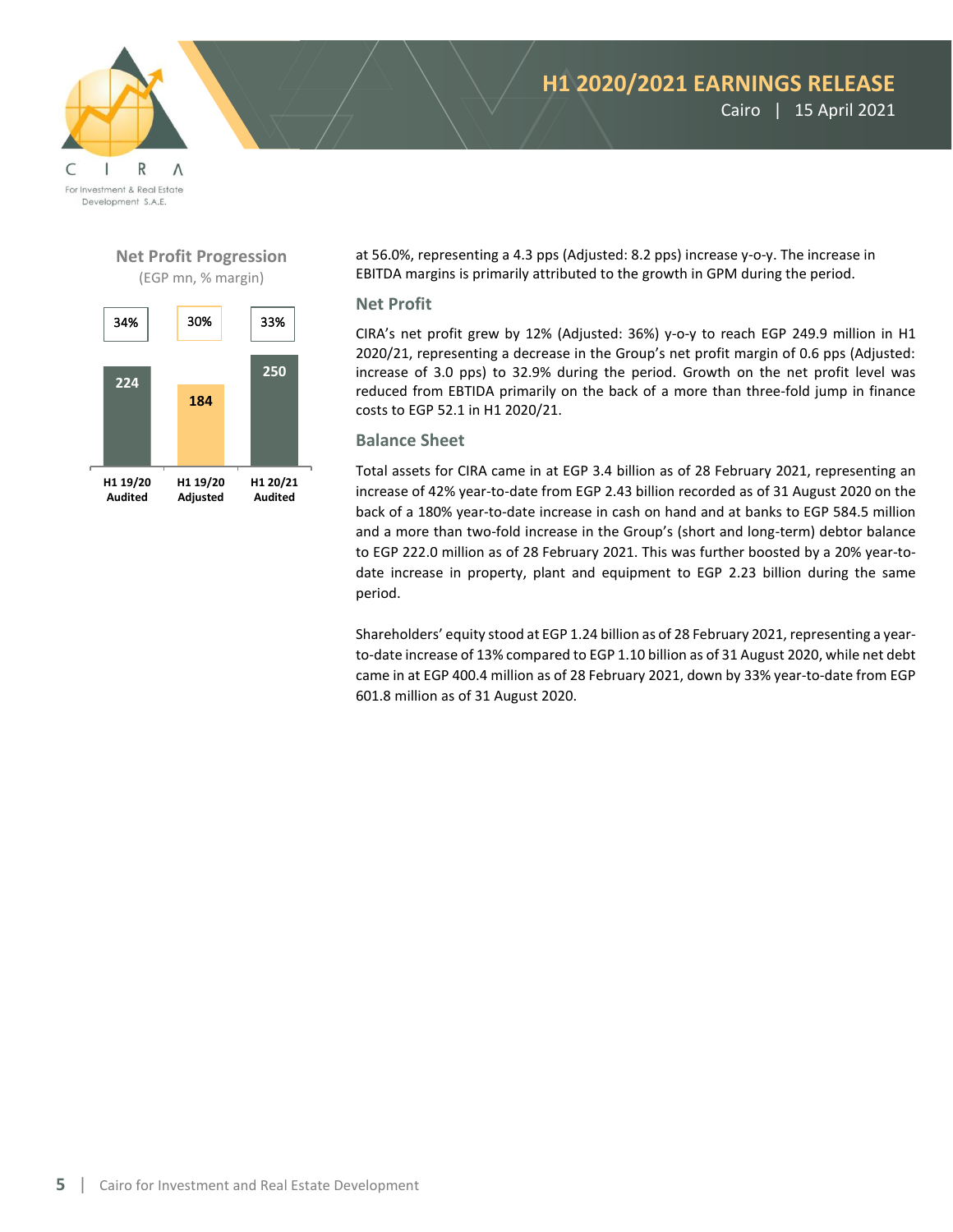**Net Profit Progression**
(EGP mn, % margin)

| | H1 19/20 Audited | H1 19/20 Adjusted | H1 20/21 Audited |
|---|---|---|---|
| Net Profit | 224 | 184 | 250 |
| Margin | 34% | 30% | 33% |

at 56.0%, representing a 4.3 pps (Adjusted: 8.2 pps) increase y-o-y. The increase in EBITDA margins is primarily attributed to the growth in GPM during the period.

## Net Profit

CIRA's net profit grew by 12% (Adjusted: 36%) y-o-y to reach EGP 249.9 million in H1 2020/21, representing a decrease in the Group's net profit margin of 0.6 pps (Adjusted: increase of 3.0 pps) to 32.9% during the period. Growth on the net profit level was reduced from EBTIDA primarily on the back of a more than three-fold jump in finance costs to EGP 52.1 in H1 2020/21.

## Balance Sheet

Total assets for CIRA came in at EGP 3.4 billion as of 28 February 2021, representing an increase of 42% year-to-date from EGP 2.43 billion recorded as of 31 August 2020 on the back of a 180% year-to-date increase in cash on hand and at banks to EGP 584.5 million and a more than two-fold increase in the Group's (short and long-term) debtor balance to EGP 222.0 million as of 28 February 2021. This was further boosted by a 20% year-to-date increase in property, plant and equipment to EGP 2.23 billion during the same period.

Shareholders' equity stood at EGP 1.24 billion as of 28 February 2021, representing a year-to-date increase of 13% compared to EGP 1.10 billion as of 31 August 2020, while net debt came in at EGP 400.4 million as of 28 February 2021, down by 33% year-to-date from EGP 601.8 million as of 31 August 2020.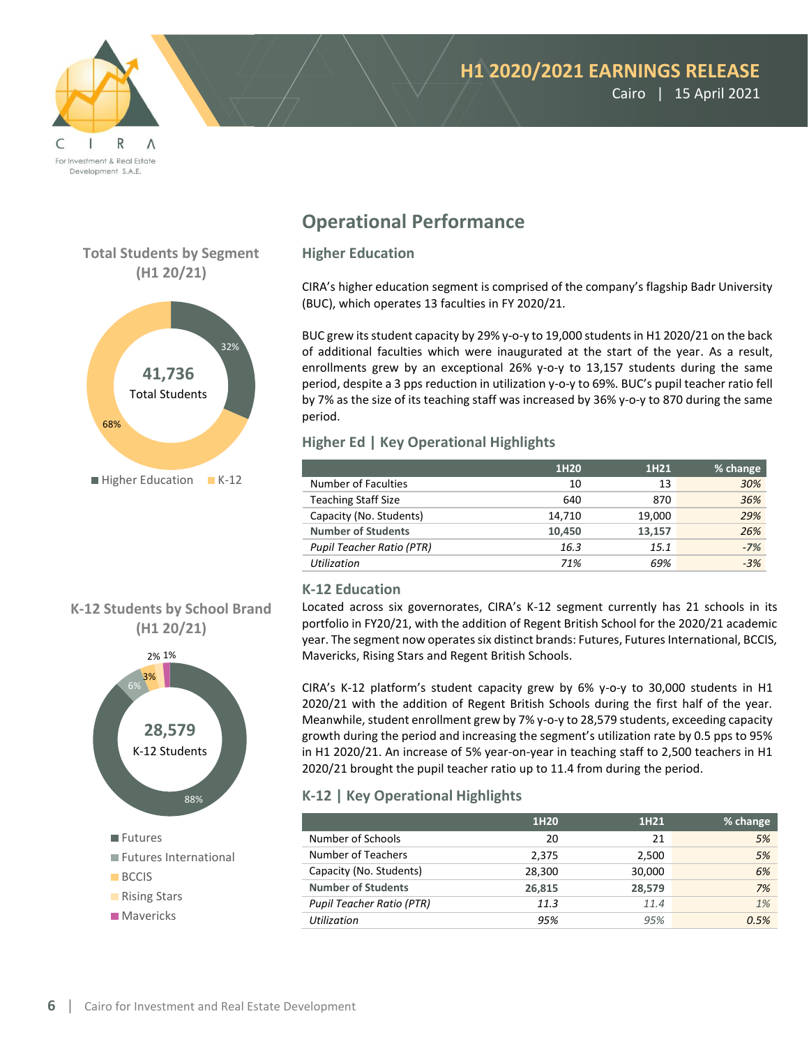## Operational Performance

### Higher Education

CIRA's higher education segment is comprised of the company's flagship Badr University (BUC), which operates 13 faculties in FY 2020/21.

BUC grew its student capacity by 29% y-o-y to 19,000 students in H1 2020/21 on the back of additional faculties which were inaugurated at the start of the year. As a result, enrollments grew by an exceptional 26% y-o-y to 13,157 students during the same period, despite a 3 pps reduction in utilization y-o-y to 69%. BUC's pupil teacher ratio fell by 7% as the size of its teaching staff was increased by 36% y-o-y to 870 during the same period.

**Total Students by Segment (H1 20/21)**

41,736 Total Students

- Higher Education: 32%
- K-12: 68%

### Higher Ed | Key Operational Highlights

| | 1H20 | 1H21 | % change |
|---|---|---|---|
| Number of Faculties | 10 | 13 | *30%* |
| Teaching Staff Size | 640 | 870 | *36%* |
| Capacity (No. Students) | 14,710 | 19,000 | *29%* |
| **Number of Students** | **10,450** | **13,157** | *26%* |
| *Pupil Teacher Ratio (PTR)* | *16.3* | *15.1* | *-7%* |
| *Utilization* | *71%* | *69%* | *-3%* |

### K-12 Education

Located across six governorates, CIRA's K-12 segment currently has 21 schools in its portfolio in FY20/21, with the addition of Regent British School for the 2020/21 academic year. The segment now operates six distinct brands: Futures, Futures International, BCCIS, Mavericks, Rising Stars and Regent British Schools.

CIRA's K-12 platform's student capacity grew by 6% y-o-y to 30,000 students in H1 2020/21 with the addition of Regent British Schools during the first half of the year. Meanwhile, student enrollment grew by 7% y-o-y to 28,579 students, exceeding capacity growth during the period and increasing the segment's utilization rate by 0.5 pps to 95% in H1 2020/21. An increase of 5% year-on-year in teaching staff to 2,500 teachers in H1 2020/21 brought the pupil teacher ratio up to 11.4 from during the period.

**K-12 Students by School Brand (H1 20/21)**

28,579 K-12 Students

- Futures: 88%
- Futures International: 6%
- BCCIS: 3%
- Rising Stars: 2%
- Mavericks: 1%

### K-12 | Key Operational Highlights

| | 1H20 | 1H21 | % change |
|---|---|---|---|
| Number of Schools | 20 | 21 | *5%* |
| Number of Teachers | 2,375 | 2,500 | *5%* |
| Capacity (No. Students) | 28,300 | 30,000 | *6%* |
| **Number of Students** | **26,815** | **28,579** | *7%* |
| *Pupil Teacher Ratio (PTR)* | *11.3* | *11.4* | *1%* |
| *Utilization* | *95%* | *95%* | *0.5%* |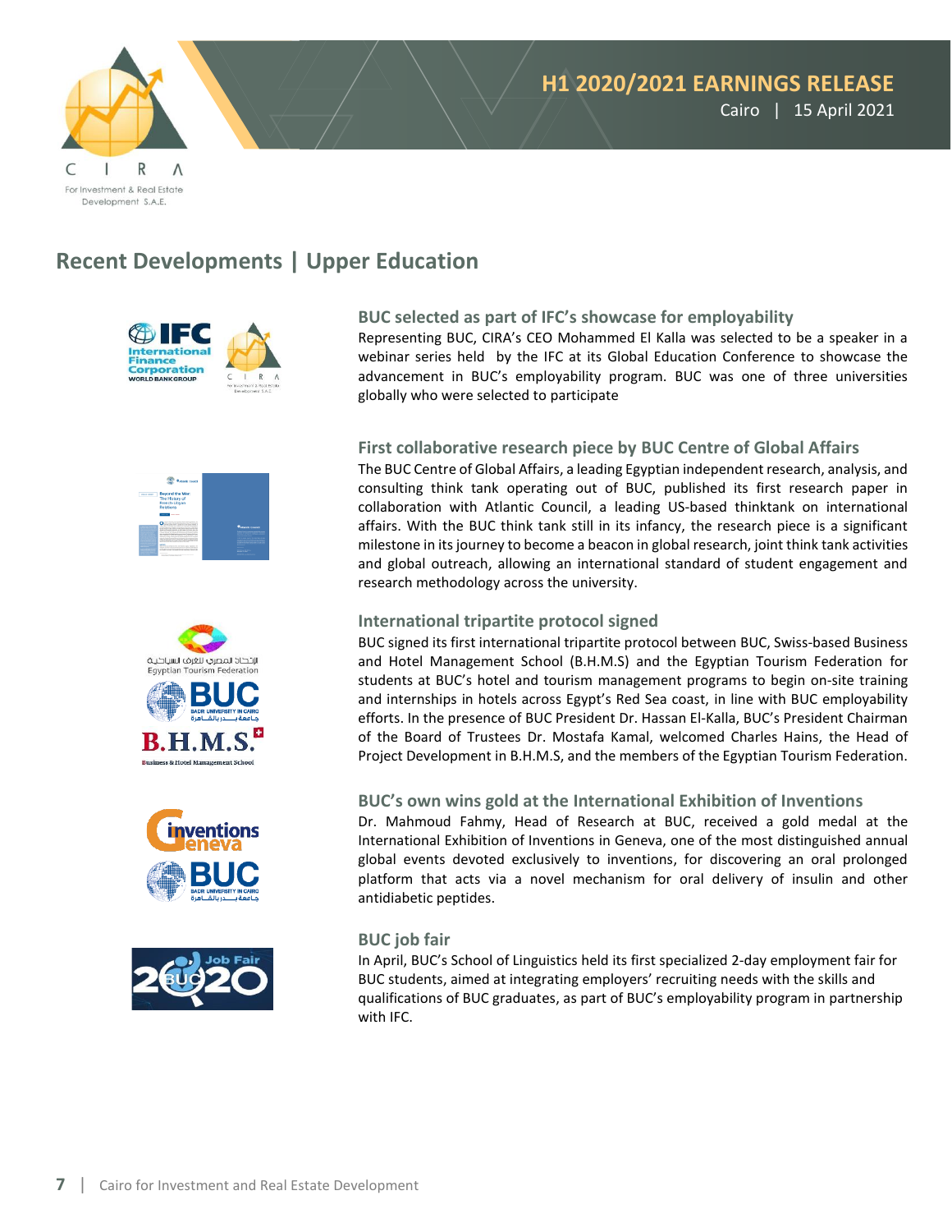## Recent Developments | Upper Education

### BUC selected as part of IFC's showcase for employability

Representing BUC, CIRA's CEO Mohammed El Kalla was selected to be a speaker in a webinar series held by the IFC at its Global Education Conference to showcase the advancement in BUC's employability program. BUC was one of three universities globally who were selected to participate

### First collaborative research piece by BUC Centre of Global Affairs

The BUC Centre of Global Affairs, a leading Egyptian independent research, analysis, and consulting think tank operating out of BUC, published its first research paper in collaboration with Atlantic Council, a leading US-based thinktank on international affairs. With the BUC think tank still in its infancy, the research piece is a significant milestone in its journey to become a beacon in global research, joint think tank activities and global outreach, allowing an international standard of student engagement and research methodology across the university.

### International tripartite protocol signed

BUC signed its first international tripartite protocol between BUC, Swiss-based Business and Hotel Management School (B.H.M.S) and the Egyptian Tourism Federation for students at BUC's hotel and tourism management programs to begin on-site training and internships in hotels across Egypt's Red Sea coast, in line with BUC employability efforts. In the presence of BUC President Dr. Hassan El-Kalla, BUC's President Chairman of the Board of Trustees Dr. Mostafa Kamal, welcomed Charles Hains, the Head of Project Development in B.H.M.S, and the members of the Egyptian Tourism Federation.

### BUC's own wins gold at the International Exhibition of Inventions

Dr. Mahmoud Fahmy, Head of Research at BUC, received a gold medal at the International Exhibition of Inventions in Geneva, one of the most distinguished annual global events devoted exclusively to inventions, for discovering an oral prolonged platform that acts via a novel mechanism for oral delivery of insulin and other antidiabetic peptides.

### BUC job fair

In April, BUC's School of Linguistics held its first specialized 2-day employment fair for BUC students, aimed at integrating employers' recruiting needs with the skills and qualifications of BUC graduates, as part of BUC's employability program in partnership with IFC.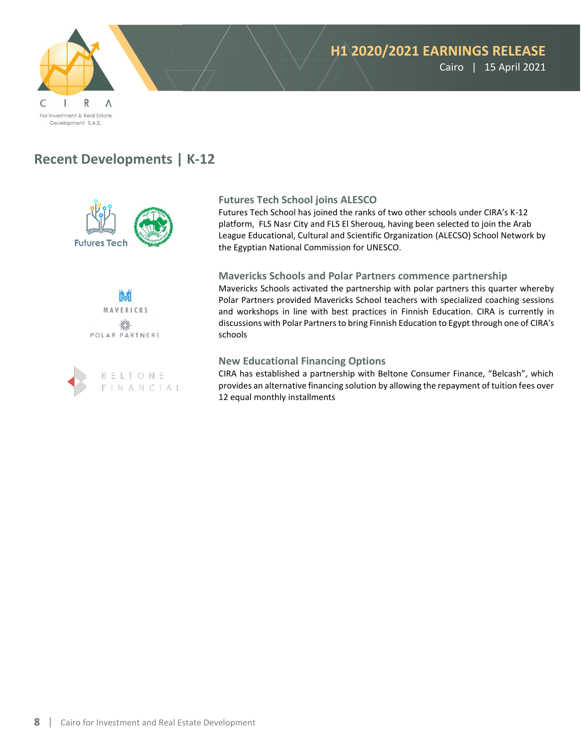## Recent Developments | K-12

### Futures Tech School joins ALESCO

Futures Tech School has joined the ranks of two other schools under CIRA's K-12 platform, FLS Nasr City and FLS El Sherouq, having been selected to join the Arab League Educational, Cultural and Scientific Organization (ALECSO) School Network by the Egyptian National Commission for UNESCO.

### Mavericks Schools and Polar Partners commence partnership

Mavericks Schools activated the partnership with polar partners this quarter whereby Polar Partners provided Mavericks School teachers with specialized coaching sessions and workshops in line with best practices in Finnish Education. CIRA is currently in discussions with Polar Partners to bring Finnish Education to Egypt through one of CIRA's schools

### New Educational Financing Options

CIRA has established a partnership with Beltone Consumer Finance, "Belcash", which provides an alternative financing solution by allowing the repayment of tuition fees over 12 equal monthly installments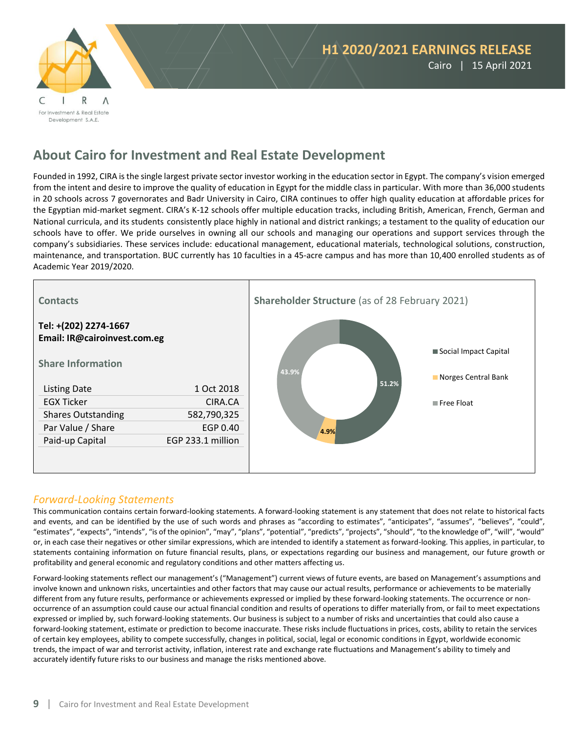# H1 2020/2021 EARNINGS RELEASE

Cairo | 15 April 2021

## About Cairo for Investment and Real Estate Development

Founded in 1992, CIRA is the single largest private sector investor working in the education sector in Egypt. The company's vision emerged from the intent and desire to improve the quality of education in Egypt for the middle class in particular. With more than 36,000 students in 20 schools across 7 governorates and Badr University in Cairo, CIRA continues to offer high quality education at affordable prices for the Egyptian mid-market segment. CIRA's K-12 schools offer multiple education tracks, including British, American, French, German and National curricula, and its students consistently place highly in national and district rankings; a testament to the quality of education our schools have to offer. We pride ourselves in owning all our schools and managing our operations and support services through the company's subsidiaries. These services include: educational management, educational materials, technological solutions, construction, maintenance, and transportation. BUC currently has 10 faculties in a 45-acre campus and has more than 10,400 enrolled students as of Academic Year 2019/2020.

### Contacts

**Tel: +(202) 2274-1667**
**Email: IR@cairoinvest.com.eg**

### Share Information

| | |
|---|---|
| Listing Date | 1 Oct 2018 |
| EGX Ticker | CIRA.CA |
| Shares Outstanding | 582,790,325 |
| Par Value / Share | EGP 0.40 |
| Paid-up Capital | EGP 233.1 million |

### Shareholder Structure (as of 28 February 2021)

| Shareholder | Share |
|---|---|
| Social Impact Capital | 51.2% |
| Norges Central Bank | 4.9% |
| Free Float | 43.9% |

### *Forward-Looking Statements*

This communication contains certain forward-looking statements. A forward-looking statement is any statement that does not relate to historical facts and events, and can be identified by the use of such words and phrases as "according to estimates", "anticipates", "assumes", "believes", "could", "estimates", "expects", "intends", "is of the opinion", "may", "plans", "potential", "predicts", "projects", "should", "to the knowledge of", "will", "would" or, in each case their negatives or other similar expressions, which are intended to identify a statement as forward-looking. This applies, in particular, to statements containing information on future financial results, plans, or expectations regarding our business and management, our future growth or profitability and general economic and regulatory conditions and other matters affecting us.

Forward-looking statements reflect our management's ("Management") current views of future events, are based on Management's assumptions and involve known and unknown risks, uncertainties and other factors that may cause our actual results, performance or achievements to be materially different from any future results, performance or achievements expressed or implied by these forward-looking statements. The occurrence or non-occurrence of an assumption could cause our actual financial condition and results of operations to differ materially from, or fail to meet expectations expressed or implied by, such forward-looking statements. Our business is subject to a number of risks and uncertainties that could also cause a forward-looking statement, estimate or prediction to become inaccurate. These risks include fluctuations in prices, costs, ability to retain the services of certain key employees, ability to compete successfully, changes in political, social, legal or economic conditions in Egypt, worldwide economic trends, the impact of war and terrorist activity, inflation, interest rate and exchange rate fluctuations and Management's ability to timely and accurately identify future risks to our business and manage the risks mentioned above.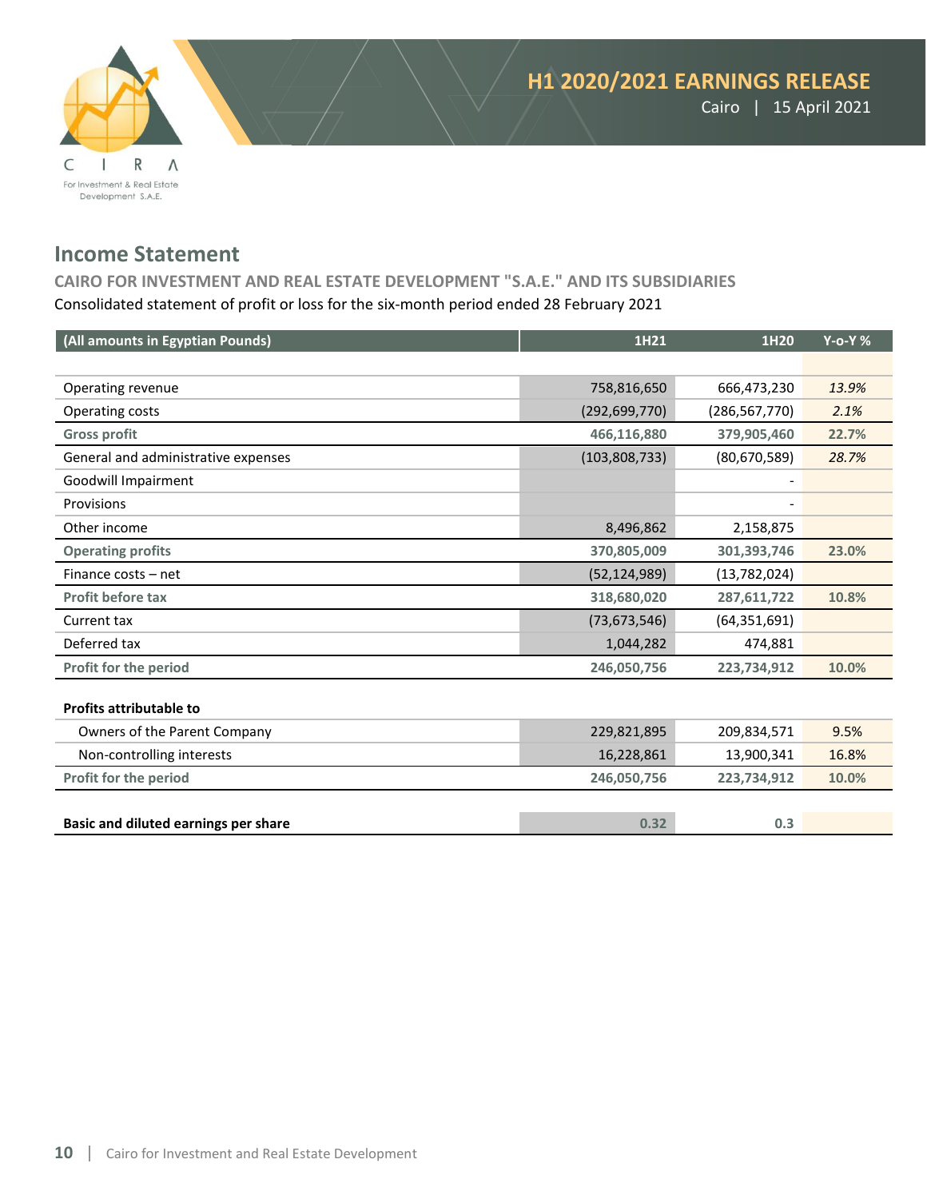## Income Statement

**CAIRO FOR INVESTMENT AND REAL ESTATE DEVELOPMENT "S.A.E." AND ITS SUBSIDIARIES**

Consolidated statement of profit or loss for the six-month period ended 28 February 2021

| (All amounts in Egyptian Pounds) | 1H21 | 1H20 | Y-o-Y % |
|---|---|---|---|
| Operating revenue | 758,816,650 | 666,473,230 | *13.9%* |
| Operating costs | (292,699,770) | (286,567,770) | *2.1%* |
| **Gross profit** | **466,116,880** | **379,905,460** | **22.7%** |
| General and administrative expenses | (103,808,733) | (80,670,589) | *28.7%* |
| Goodwill Impairment | | - | |
| Provisions | | - | |
| Other income | 8,496,862 | 2,158,875 | |
| **Operating profits** | **370,805,009** | **301,393,746** | **23.0%** |
| Finance costs – net | (52,124,989) | (13,782,024) | |
| **Profit before tax** | **318,680,020** | **287,611,722** | **10.8%** |
| Current tax | (73,673,546) | (64,351,691) | |
| Deferred tax | 1,044,282 | 474,881 | |
| **Profit for the period** | **246,050,756** | **223,734,912** | **10.0%** |
| | | | |
| **Profits attributable to** | | | |
| Owners of the Parent Company | 229,821,895 | 209,834,571 | 9.5% |
| Non-controlling interests | 16,228,861 | 13,900,341 | 16.8% |
| **Profit for the period** | **246,050,756** | **223,734,912** | **10.0%** |
| | | | |
| **Basic and diluted earnings per share** | **0.32** | **0.3** | |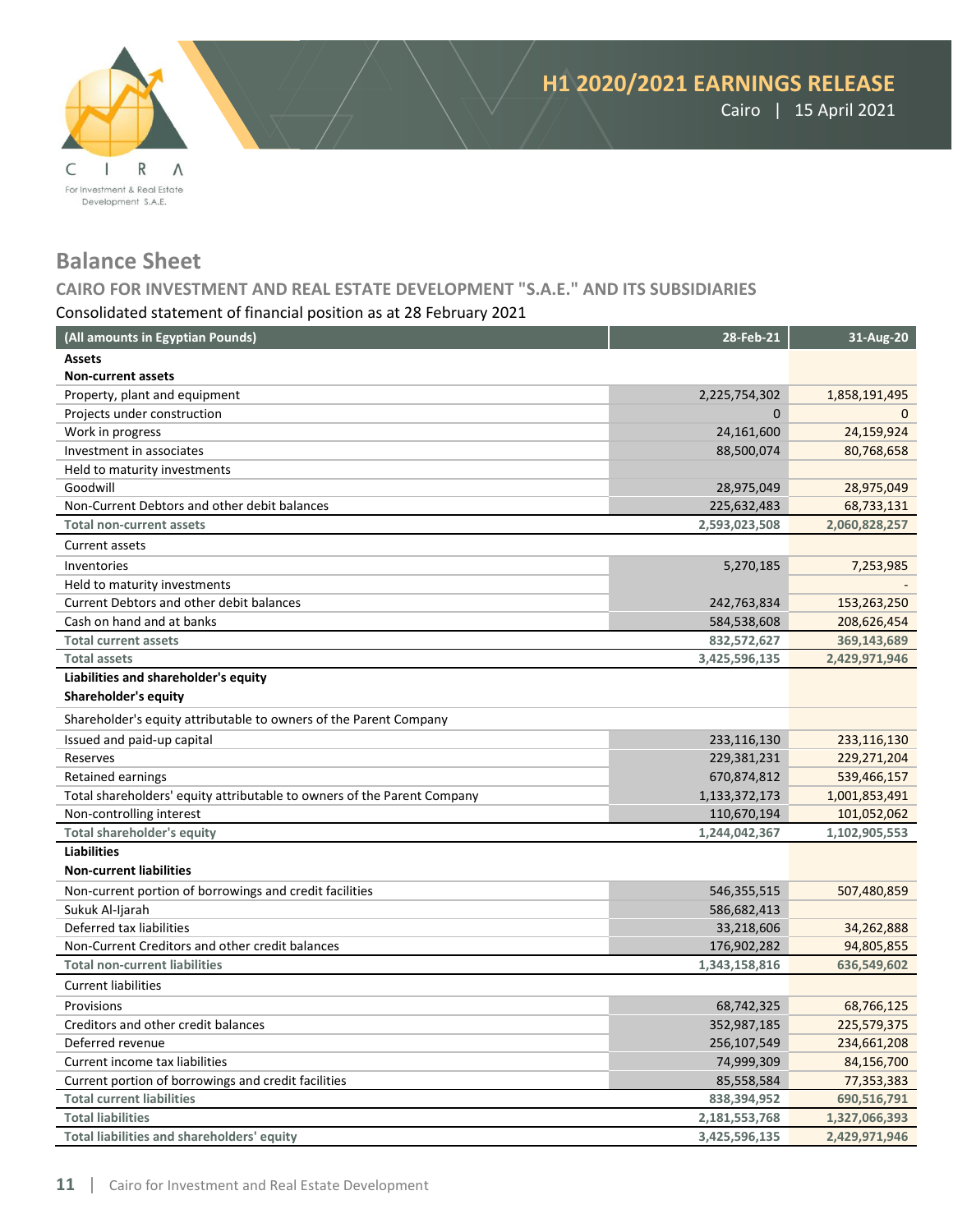## Balance Sheet

### CAIRO FOR INVESTMENT AND REAL ESTATE DEVELOPMENT "S.A.E." AND ITS SUBSIDIARIES

Consolidated statement of financial position as at 28 February 2021

| (All amounts in Egyptian Pounds) | 28-Feb-21 | 31-Aug-20 |
|---|---|---|
| **Assets** | | |
| **Non-current assets** | | |
| Property, plant and equipment | 2,225,754,302 | 1,858,191,495 |
| Projects under construction | 0 | 0 |
| Work in progress | 24,161,600 | 24,159,924 |
| Investment in associates | 88,500,074 | 80,768,658 |
| Held to maturity investments | | |
| Goodwill | 28,975,049 | 28,975,049 |
| Non-Current Debtors and other debit balances | 225,632,483 | 68,733,131 |
| **Total non-current assets** | **2,593,023,508** | **2,060,828,257** |
| Current assets | | |
| Inventories | 5,270,185 | 7,253,985 |
| Held to maturity investments | | - |
| Current Debtors and other debit balances | 242,763,834 | 153,263,250 |
| Cash on hand and at banks | 584,538,608 | 208,626,454 |
| **Total current assets** | **832,572,627** | **369,143,689** |
| **Total assets** | **3,425,596,135** | **2,429,971,946** |
| **Liabilities and shareholder's equity** | | |
| **Shareholder's equity** | | |
| Shareholder's equity attributable to owners of the Parent Company | | |
| Issued and paid-up capital | 233,116,130 | 233,116,130 |
| Reserves | 229,381,231 | 229,271,204 |
| Retained earnings | 670,874,812 | 539,466,157 |
| Total shareholders' equity attributable to owners of the Parent Company | 1,133,372,173 | 1,001,853,491 |
| Non-controlling interest | 110,670,194 | 101,052,062 |
| **Total shareholder's equity** | **1,244,042,367** | **1,102,905,553** |
| **Liabilities** | | |
| **Non-current liabilities** | | |
| Non-current portion of borrowings and credit facilities | 546,355,515 | 507,480,859 |
| Sukuk Al-Ijarah | 586,682,413 | |
| Deferred tax liabilities | 33,218,606 | 34,262,888 |
| Non-Current Creditors and other credit balances | 176,902,282 | 94,805,855 |
| **Total non-current liabilities** | **1,343,158,816** | **636,549,602** |
| Current liabilities | | |
| Provisions | 68,742,325 | 68,766,125 |
| Creditors and other credit balances | 352,987,185 | 225,579,375 |
| Deferred revenue | 256,107,549 | 234,661,208 |
| Current income tax liabilities | 74,999,309 | 84,156,700 |
| Current portion of borrowings and credit facilities | 85,558,584 | 77,353,383 |
| **Total current liabilities** | **838,394,952** | **690,516,791** |
| **Total liabilities** | **2,181,553,768** | **1,327,066,393** |
| **Total liabilities and shareholders' equity** | **3,425,596,135** | **2,429,971,946** |